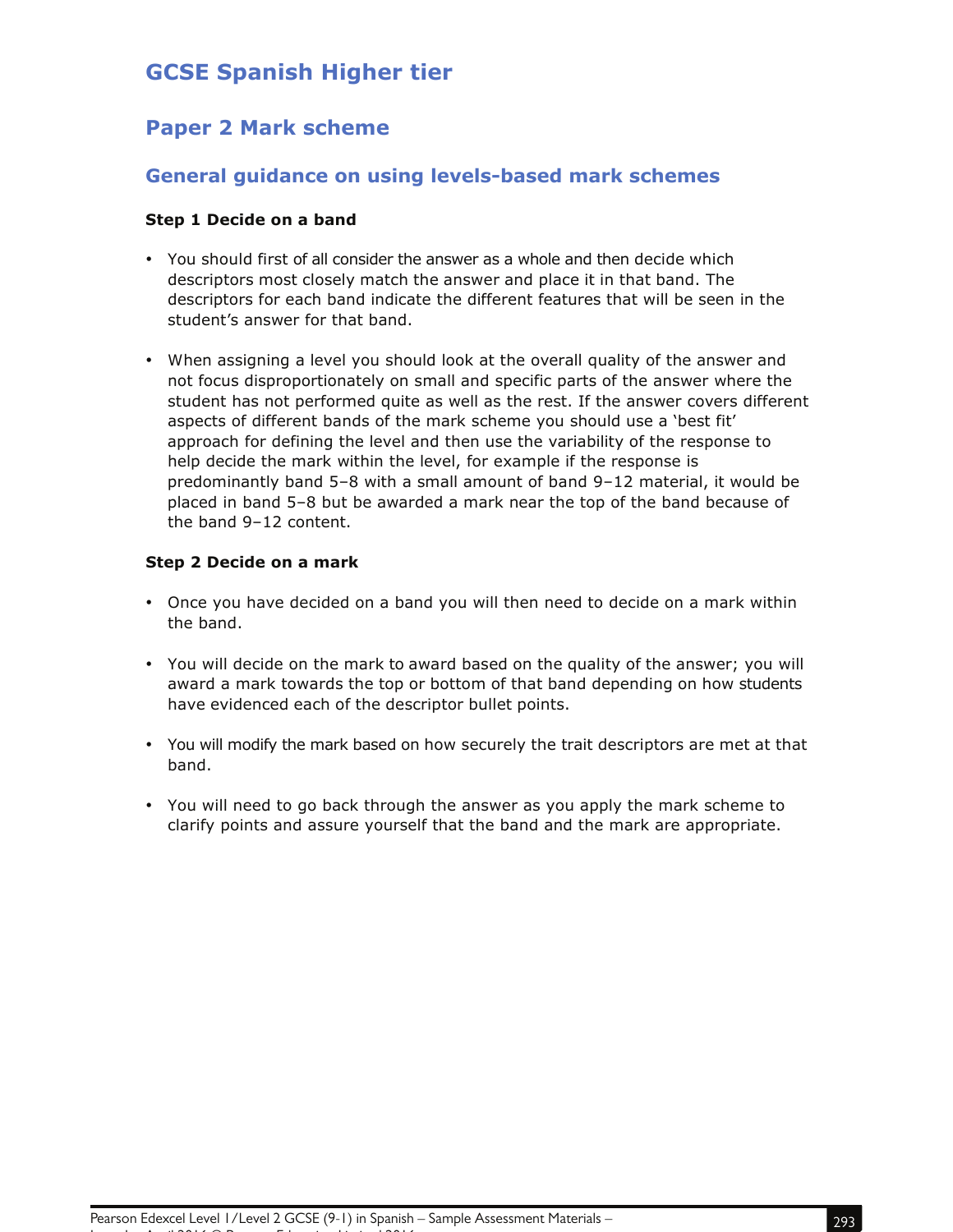# GCSE Spanish Higher tier

## Paper 2 Mark scheme

### General guidance on using levels-based mark schemes

**Step 1 Decide on a band**

- You should first of all consider the answer as a whole and then decide which descriptors most closely match the answer and place it in that band. The descriptors for each band indicate the different features that will be seen in the student's answer for that band.

- When assigning a level you should look at the overall quality of the answer and not focus disproportionately on small and specific parts of the answer where the student has not performed quite as well as the rest. If the answer covers different aspects of different bands of the mark scheme you should use a 'best fit' approach for defining the level and then use the variability of the response to help decide the mark within the level, for example if the response is predominantly band 5–8 with a small amount of band 9–12 material, it would be placed in band 5–8 but be awarded a mark near the top of the band because of the band 9–12 content.

**Step 2 Decide on a mark**

- Once you have decided on a band you will then need to decide on a mark within the band.

- You will decide on the mark to award based on the quality of the answer; you will award a mark towards the top or bottom of that band depending on how students have evidenced each of the descriptor bullet points.

- You will modify the mark based on how securely the trait descriptors are met at that band.

- You will need to go back through the answer as you apply the mark scheme to clarify points and assure yourself that the band and the mark are appropriate.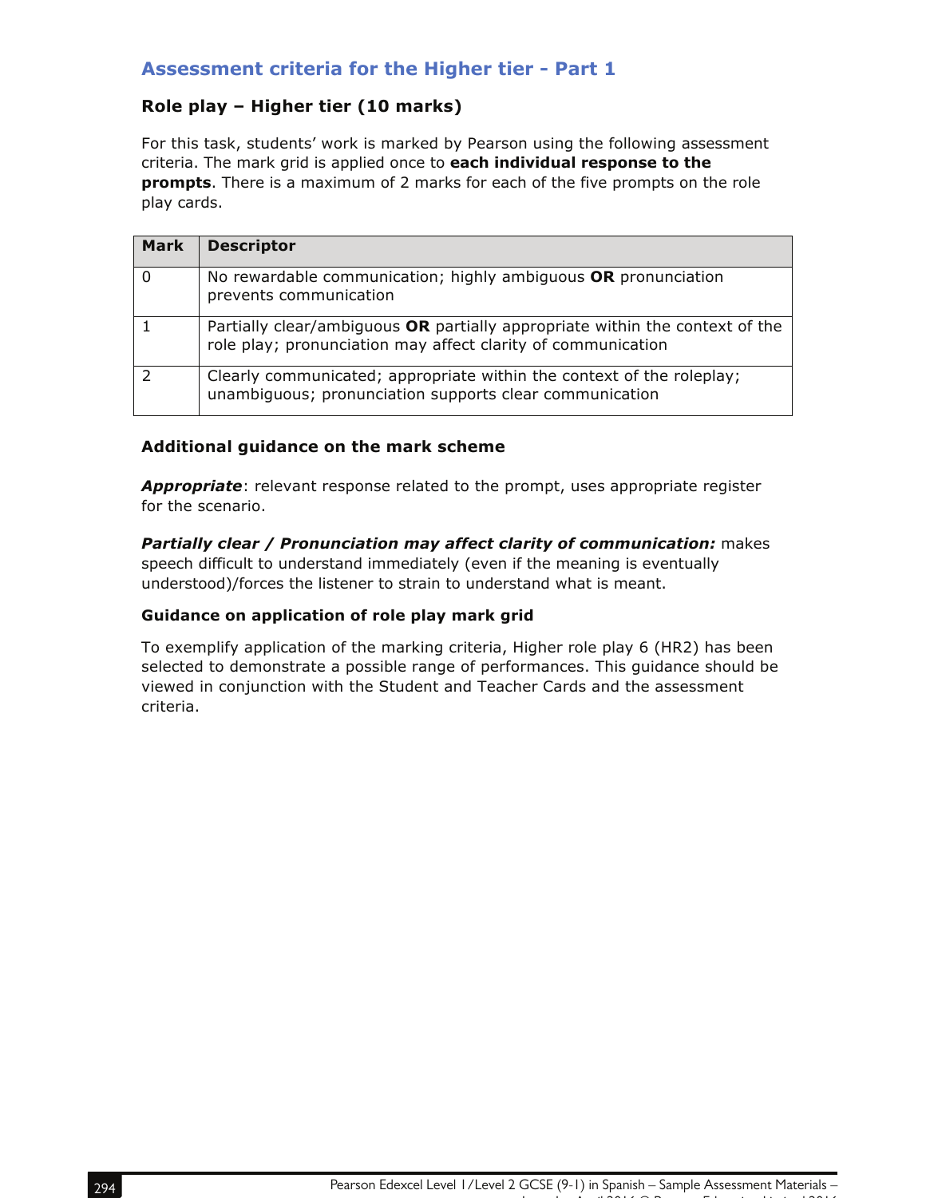## Assessment criteria for the Higher tier - Part 1

### Role play – Higher tier (10 marks)

For this task, students' work is marked by Pearson using the following assessment criteria. The mark grid is applied once to **each individual response to the prompts**. There is a maximum of 2 marks for each of the five prompts on the role play cards.

| Mark | Descriptor |
|---|---|
| 0 | No rewardable communication; highly ambiguous **OR** pronunciation prevents communication |
| 1 | Partially clear/ambiguous **OR** partially appropriate within the context of the role play; pronunciation may affect clarity of communication |
| 2 | Clearly communicated; appropriate within the context of the roleplay; unambiguous; pronunciation supports clear communication |

### Additional guidance on the mark scheme

***Appropriate***: relevant response related to the prompt, uses appropriate register for the scenario.

***Partially clear / Pronunciation may affect clarity of communication:*** makes speech difficult to understand immediately (even if the meaning is eventually understood)/forces the listener to strain to understand what is meant.

### Guidance on application of role play mark grid

To exemplify application of the marking criteria, Higher role play 6 (HR2) has been selected to demonstrate a possible range of performances. This guidance should be viewed in conjunction with the Student and Teacher Cards and the assessment criteria.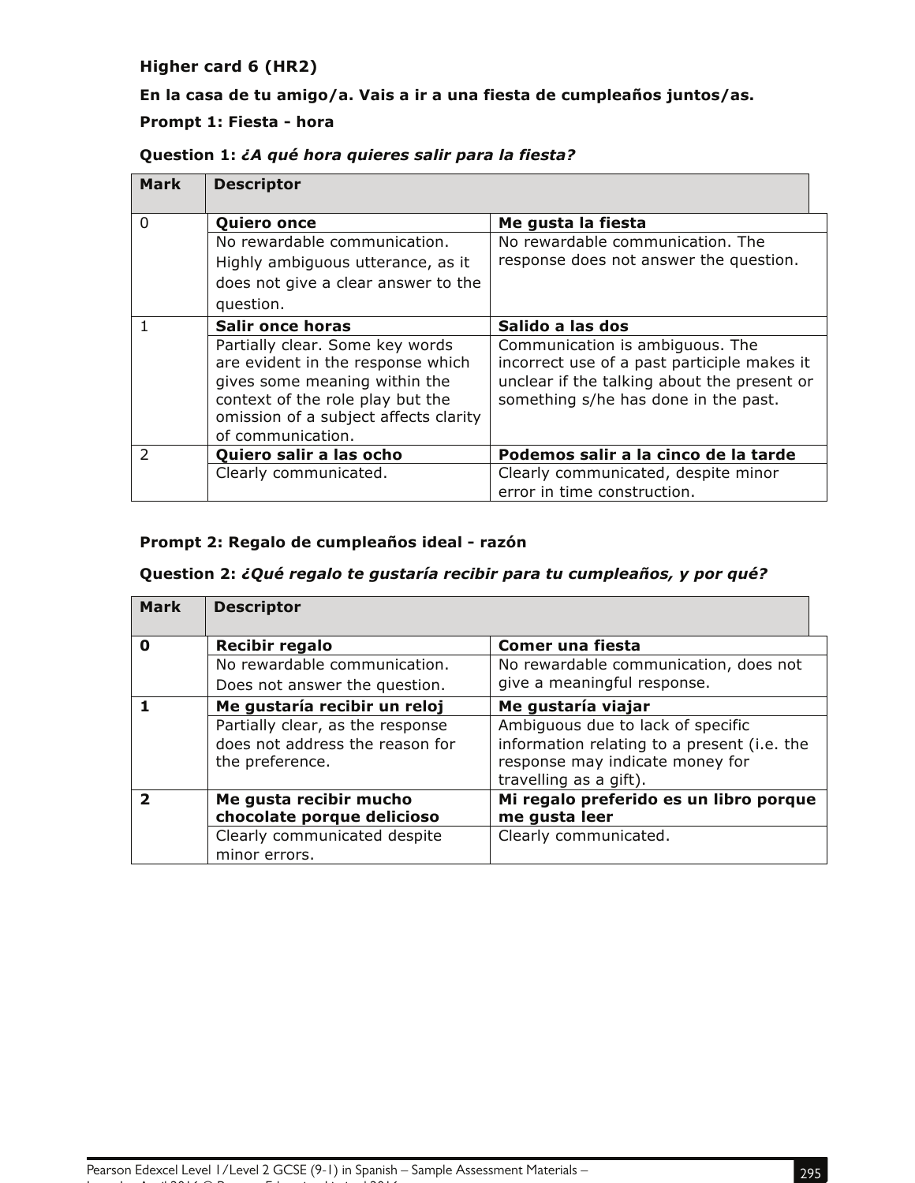**Higher card 6 (HR2)**

**En la casa de tu amigo/a. Vais a ir a una fiesta de cumpleaños juntos/as.**

**Prompt 1: Fiesta - hora**

**Question 1:** ***¿A qué hora quieres salir para la fiesta?***

| Mark | Descriptor | |
|---|---|---|
| 0 | **Quiero once** | **Me gusta la fiesta** |
| | No rewardable communication. Highly ambiguous utterance, as it does not give a clear answer to the question. | No rewardable communication. The response does not answer the question. |
| 1 | **Salir once horas** | **Salido a las dos** |
| | Partially clear. Some key words are evident in the response which gives some meaning within the context of the role play but the omission of a subject affects clarity of communication. | Communication is ambiguous. The incorrect use of a past participle makes it unclear if the talking about the present or something s/he has done in the past. |
| 2 | **Quiero salir a las ocho** | **Podemos salir a la cinco de la tarde** |
| | Clearly communicated. | Clearly communicated, despite minor error in time construction. |

**Prompt 2: Regalo de cumpleaños ideal - razón**

**Question 2:** ***¿Qué regalo te gustaría recibir para tu cumpleaños, y por qué?***

| Mark | Descriptor | |
|---|---|---|
| **0** | **Recibir regalo** | **Comer una fiesta** |
| | No rewardable communication. Does not answer the question. | No rewardable communication, does not give a meaningful response. |
| **1** | **Me gustaría recibir un reloj** | **Me gustaría viajar** |
| | Partially clear, as the response does not address the reason for the preference. | Ambiguous due to lack of specific information relating to a present (i.e. the response may indicate money for travelling as a gift). |
| **2** | **Me gusta recibir mucho chocolate porque delicioso** | **Mi regalo preferido es un libro porque me gusta leer** |
| | Clearly communicated despite minor errors. | Clearly communicated. |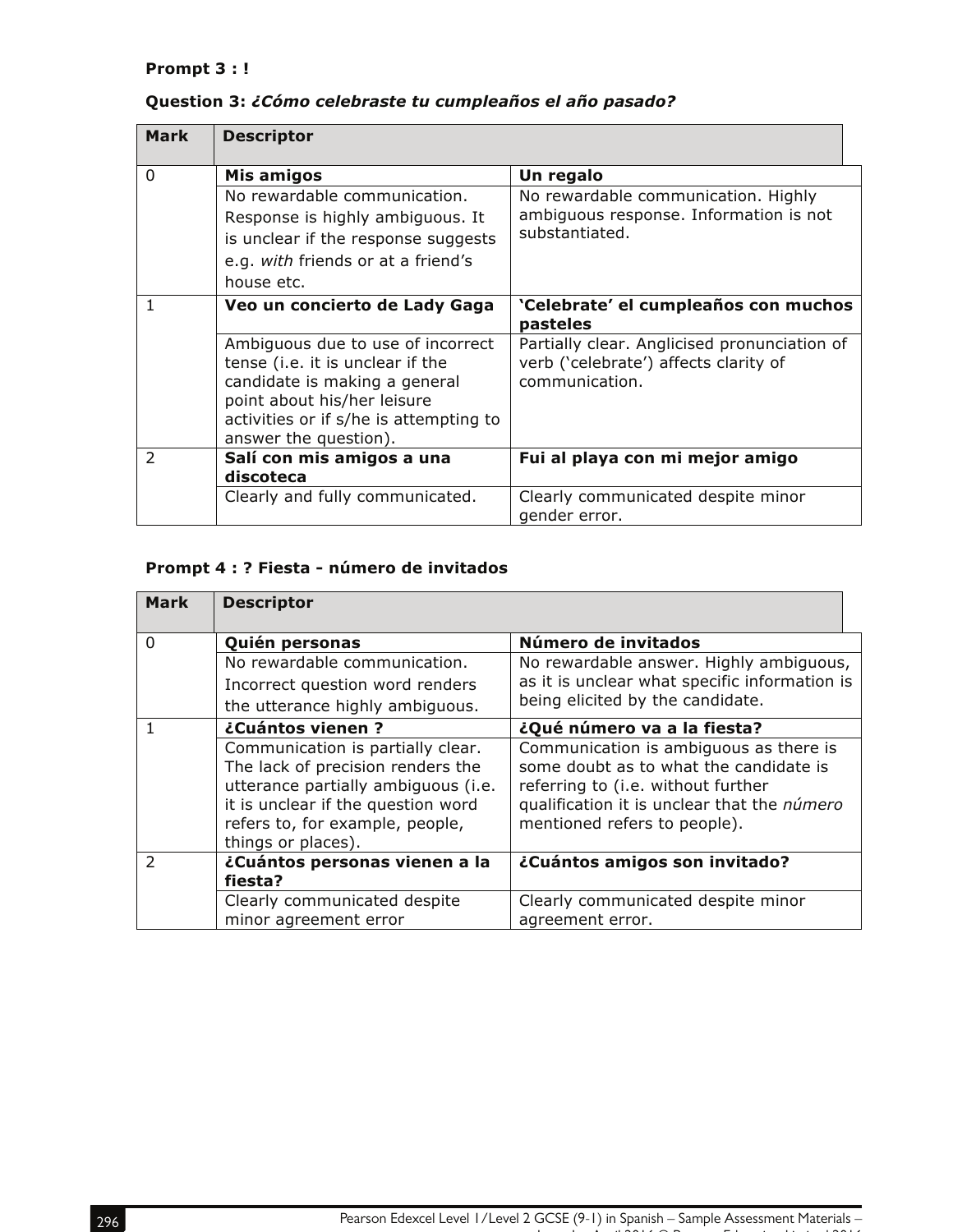**Prompt 3 : !**

**Question 3:** ***¿Cómo celebraste tu cumpleaños el año pasado?***

| Mark | Descriptor | |
|---|---|---|
| 0 | **Mis amigos** | **Un regalo** |
| | No rewardable communication. Response is highly ambiguous. It is unclear if the response suggests e.g. *with* friends or at a friend's house etc. | No rewardable communication. Highly ambiguous response. Information is not substantiated. |
| 1 | **Veo un concierto de Lady Gaga** | **'Celebrate' el cumpleaños con muchos pasteles** |
| | Ambiguous due to use of incorrect tense (i.e. it is unclear if the candidate is making a general point about his/her leisure activities or if s/he is attempting to answer the question). | Partially clear. Anglicised pronunciation of verb ('celebrate') affects clarity of communication. |
| 2 | **Salí con mis amigos a una discoteca** | **Fui al playa con mi mejor amigo** |
| | Clearly and fully communicated. | Clearly communicated despite minor gender error. |

**Prompt 4 : ? Fiesta - número de invitados**

| Mark | Descriptor | |
|---|---|---|
| 0 | **Quién personas** | **Número de invitados** |
| | No rewardable communication. Incorrect question word renders the utterance highly ambiguous. | No rewardable answer. Highly ambiguous, as it is unclear what specific information is being elicited by the candidate. |
| 1 | **¿Cuántos vienen ?** | **¿Qué número va a la fiesta?** |
| | Communication is partially clear. The lack of precision renders the utterance partially ambiguous (i.e. it is unclear if the question word refers to, for example, people, things or places). | Communication is ambiguous as there is some doubt as to what the candidate is referring to (i.e. without further qualification it is unclear that the *número* mentioned refers to people). |
| 2 | **¿Cuántos personas vienen a la fiesta?** | **¿Cuántos amigos son invitado?** |
| | Clearly communicated despite minor agreement error | Clearly communicated despite minor agreement error. |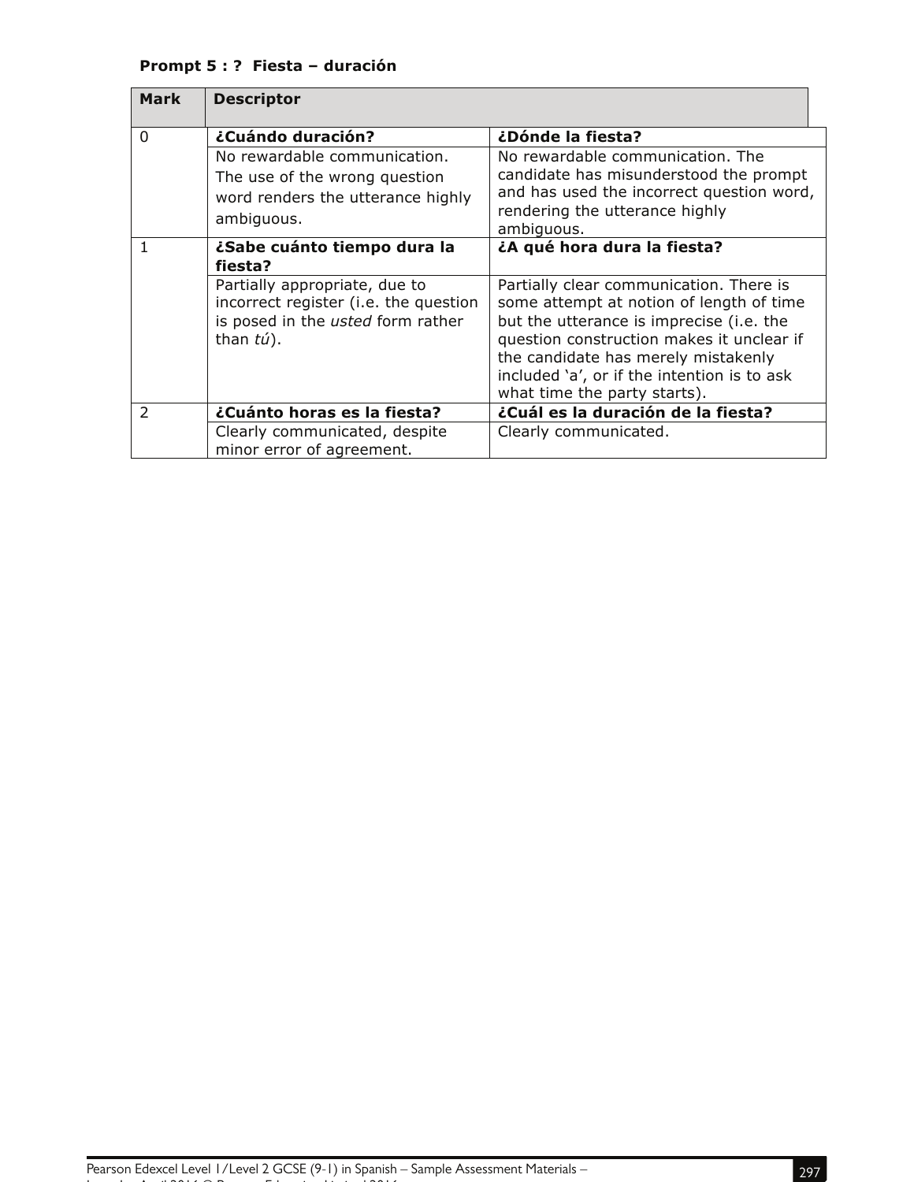**Prompt 5 : ? Fiesta – duración**

| Mark | Descriptor | |
|---|---|---|
| 0 | **¿Cuándo duración?** | **¿Dónde la fiesta?** |
| | No rewardable communication. The use of the wrong question word renders the utterance highly ambiguous. | No rewardable communication. The candidate has misunderstood the prompt and has used the incorrect question word, rendering the utterance highly ambiguous. |
| 1 | **¿Sabe cuánto tiempo dura la fiesta?** | **¿A qué hora dura la fiesta?** |
| | Partially appropriate, due to incorrect register (i.e. the question is posed in the *usted* form rather than *tú*). | Partially clear communication. There is some attempt at notion of length of time but the utterance is imprecise (i.e. the question construction makes it unclear if the candidate has merely mistakenly included 'a', or if the intention is to ask what time the party starts). |
| 2 | **¿Cuánto horas es la fiesta?** | **¿Cuál es la duración de la fiesta?** |
| | Clearly communicated, despite minor error of agreement. | Clearly communicated. |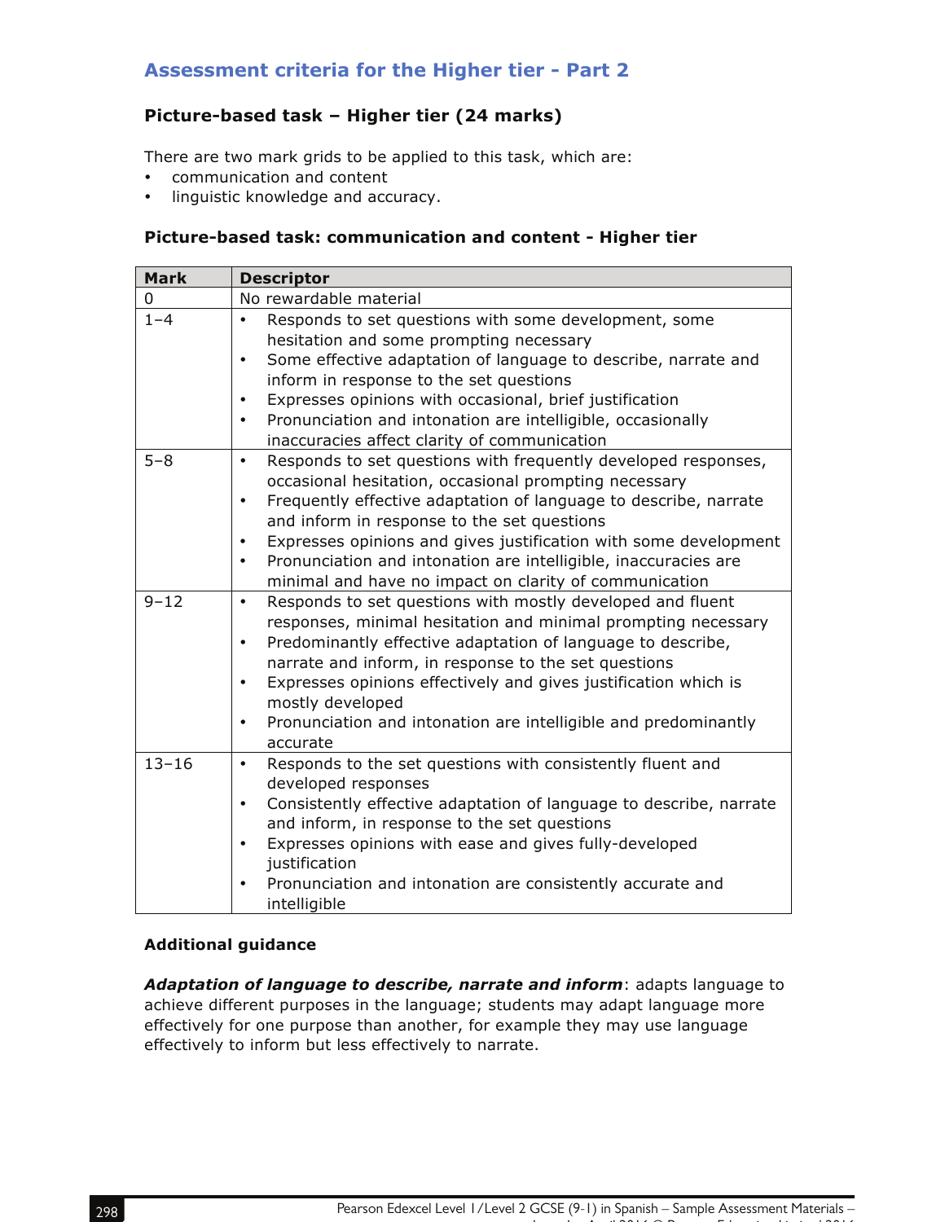## Assessment criteria for the Higher tier - Part 2

### Picture-based task – Higher tier (24 marks)

There are two mark grids to be applied to this task, which are:

- communication and content
- linguistic knowledge and accuracy.

**Picture-based task: communication and content - Higher tier**

| Mark | Descriptor |
|---|---|
| 0 | No rewardable material |
| 1–4 | • Responds to set questions with some development, some hesitation and some prompting necessary<br>• Some effective adaptation of language to describe, narrate and inform in response to the set questions<br>• Expresses opinions with occasional, brief justification<br>• Pronunciation and intonation are intelligible, occasionally inaccuracies affect clarity of communication |
| 5–8 | • Responds to set questions with frequently developed responses, occasional hesitation, occasional prompting necessary<br>• Frequently effective adaptation of language to describe, narrate and inform in response to the set questions<br>• Expresses opinions and gives justification with some development<br>• Pronunciation and intonation are intelligible, inaccuracies are minimal and have no impact on clarity of communication |
| 9–12 | • Responds to set questions with mostly developed and fluent responses, minimal hesitation and minimal prompting necessary<br>• Predominantly effective adaptation of language to describe, narrate and inform, in response to the set questions<br>• Expresses opinions effectively and gives justification which is mostly developed<br>• Pronunciation and intonation are intelligible and predominantly accurate |
| 13–16 | • Responds to the set questions with consistently fluent and developed responses<br>• Consistently effective adaptation of language to describe, narrate and inform, in response to the set questions<br>• Expresses opinions with ease and gives fully-developed justification<br>• Pronunciation and intonation are consistently accurate and intelligible |

**Additional guidance**

***Adaptation of language to describe, narrate and inform***: adapts language to achieve different purposes in the language; students may adapt language more effectively for one purpose than another, for example they may use language effectively to inform but less effectively to narrate.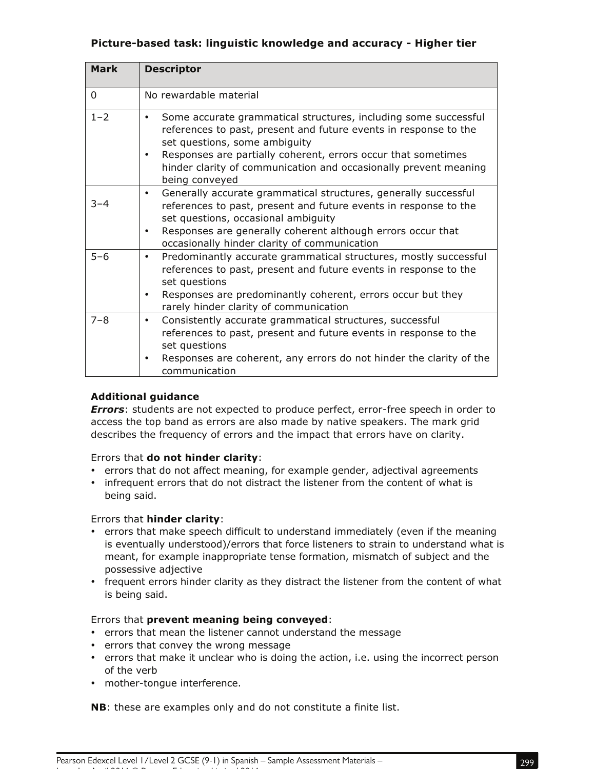**Picture-based task: linguistic knowledge and accuracy - Higher tier**

| Mark | Descriptor |
|---|---|
| 0 | No rewardable material |
| 1–2 | • Some accurate grammatical structures, including some successful references to past, present and future events in response to the set questions, some ambiguity<br>• Responses are partially coherent, errors occur that sometimes hinder clarity of communication and occasionally prevent meaning being conveyed |
| 3–4 | • Generally accurate grammatical structures, generally successful references to past, present and future events in response to the set questions, occasional ambiguity<br>• Responses are generally coherent although errors occur that occasionally hinder clarity of communication |
| 5–6 | • Predominantly accurate grammatical structures, mostly successful references to past, present and future events in response to the set questions<br>• Responses are predominantly coherent, errors occur but they rarely hinder clarity of communication |
| 7–8 | • Consistently accurate grammatical structures, successful references to past, present and future events in response to the set questions<br>• Responses are coherent, any errors do not hinder the clarity of the communication |

**Additional guidance**

***Errors***: students are not expected to produce perfect, error-free speech in order to access the top band as errors are also made by native speakers. The mark grid describes the frequency of errors and the impact that errors have on clarity.

Errors that **do not hinder clarity**:

- errors that do not affect meaning, for example gender, adjectival agreements
- infrequent errors that do not distract the listener from the content of what is being said.

Errors that **hinder clarity**:

- errors that make speech difficult to understand immediately (even if the meaning is eventually understood)/errors that force listeners to strain to understand what is meant, for example inappropriate tense formation, mismatch of subject and the possessive adjective
- frequent errors hinder clarity as they distract the listener from the content of what is being said.

Errors that **prevent meaning being conveyed**:

- errors that mean the listener cannot understand the message
- errors that convey the wrong message
- errors that make it unclear who is doing the action, i.e. using the incorrect person of the verb
- mother-tongue interference.

**NB**: these are examples only and do not constitute a finite list.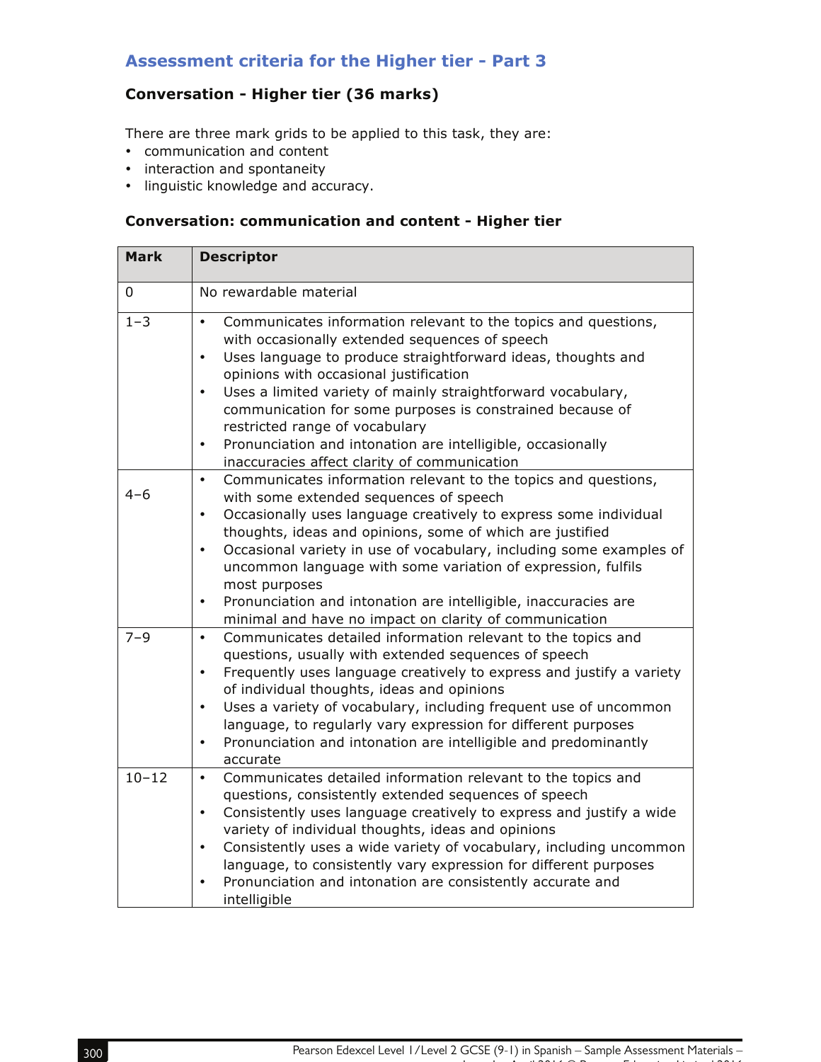## Assessment criteria for the Higher tier - Part 3

### Conversation - Higher tier (36 marks)

There are three mark grids to be applied to this task, they are:

- communication and content
- interaction and spontaneity
- linguistic knowledge and accuracy.

**Conversation: communication and content - Higher tier**

| Mark | Descriptor |
|---|---|
| 0 | No rewardable material |
| 1–3 | • Communicates information relevant to the topics and questions, with occasionally extended sequences of speech<br>• Uses language to produce straightforward ideas, thoughts and opinions with occasional justification<br>• Uses a limited variety of mainly straightforward vocabulary, communication for some purposes is constrained because of restricted range of vocabulary<br>• Pronunciation and intonation are intelligible, occasionally inaccuracies affect clarity of communication |
| 4–6 | • Communicates information relevant to the topics and questions, with some extended sequences of speech<br>• Occasionally uses language creatively to express some individual thoughts, ideas and opinions, some of which are justified<br>• Occasional variety in use of vocabulary, including some examples of uncommon language with some variation of expression, fulfils most purposes<br>• Pronunciation and intonation are intelligible, inaccuracies are minimal and have no impact on clarity of communication |
| 7–9 | • Communicates detailed information relevant to the topics and questions, usually with extended sequences of speech<br>• Frequently uses language creatively to express and justify a variety of individual thoughts, ideas and opinions<br>• Uses a variety of vocabulary, including frequent use of uncommon language, to regularly vary expression for different purposes<br>• Pronunciation and intonation are intelligible and predominantly accurate |
| 10–12 | • Communicates detailed information relevant to the topics and questions, consistently extended sequences of speech<br>• Consistently uses language creatively to express and justify a wide variety of individual thoughts, ideas and opinions<br>• Consistently uses a wide variety of vocabulary, including uncommon language, to consistently vary expression for different purposes<br>• Pronunciation and intonation are consistently accurate and intelligible |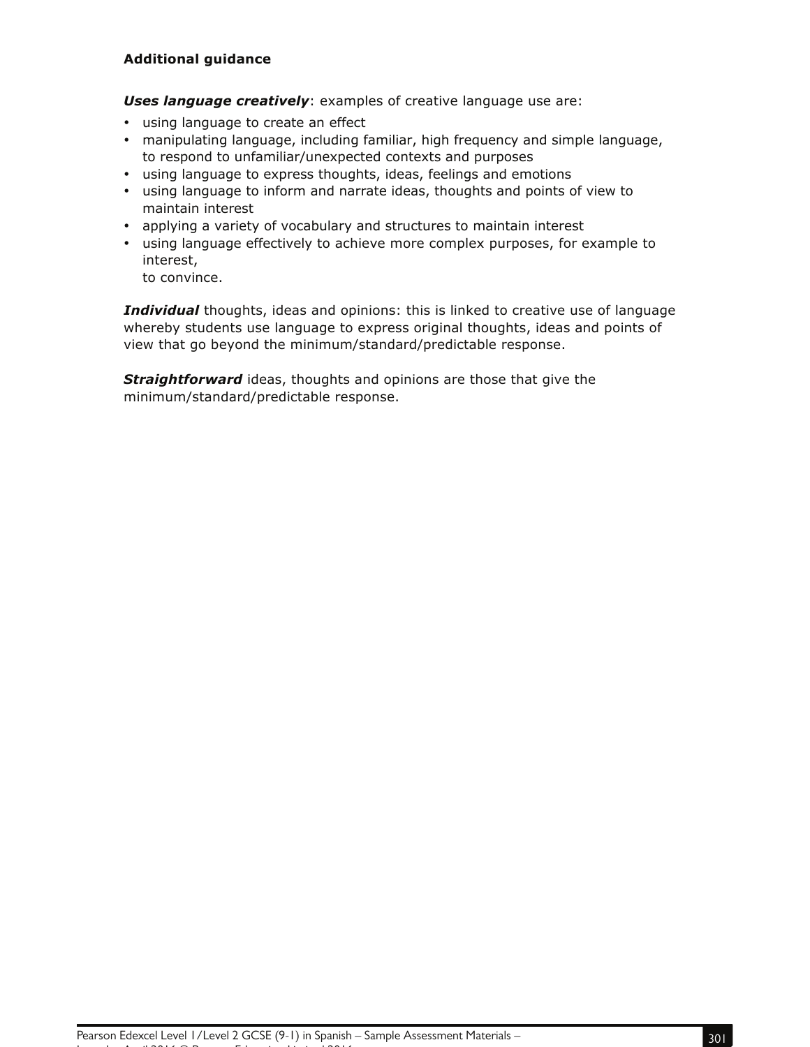**Additional guidance**

***Uses language creatively***: examples of creative language use are:

- using language to create an effect
- manipulating language, including familiar, high frequency and simple language, to respond to unfamiliar/unexpected contexts and purposes
- using language to express thoughts, ideas, feelings and emotions
- using language to inform and narrate ideas, thoughts and points of view to maintain interest
- applying a variety of vocabulary and structures to maintain interest
- using language effectively to achieve more complex purposes, for example to interest,
  to convince.

***Individual*** thoughts, ideas and opinions: this is linked to creative use of language whereby students use language to express original thoughts, ideas and points of view that go beyond the minimum/standard/predictable response.

***Straightforward*** ideas, thoughts and opinions are those that give the minimum/standard/predictable response.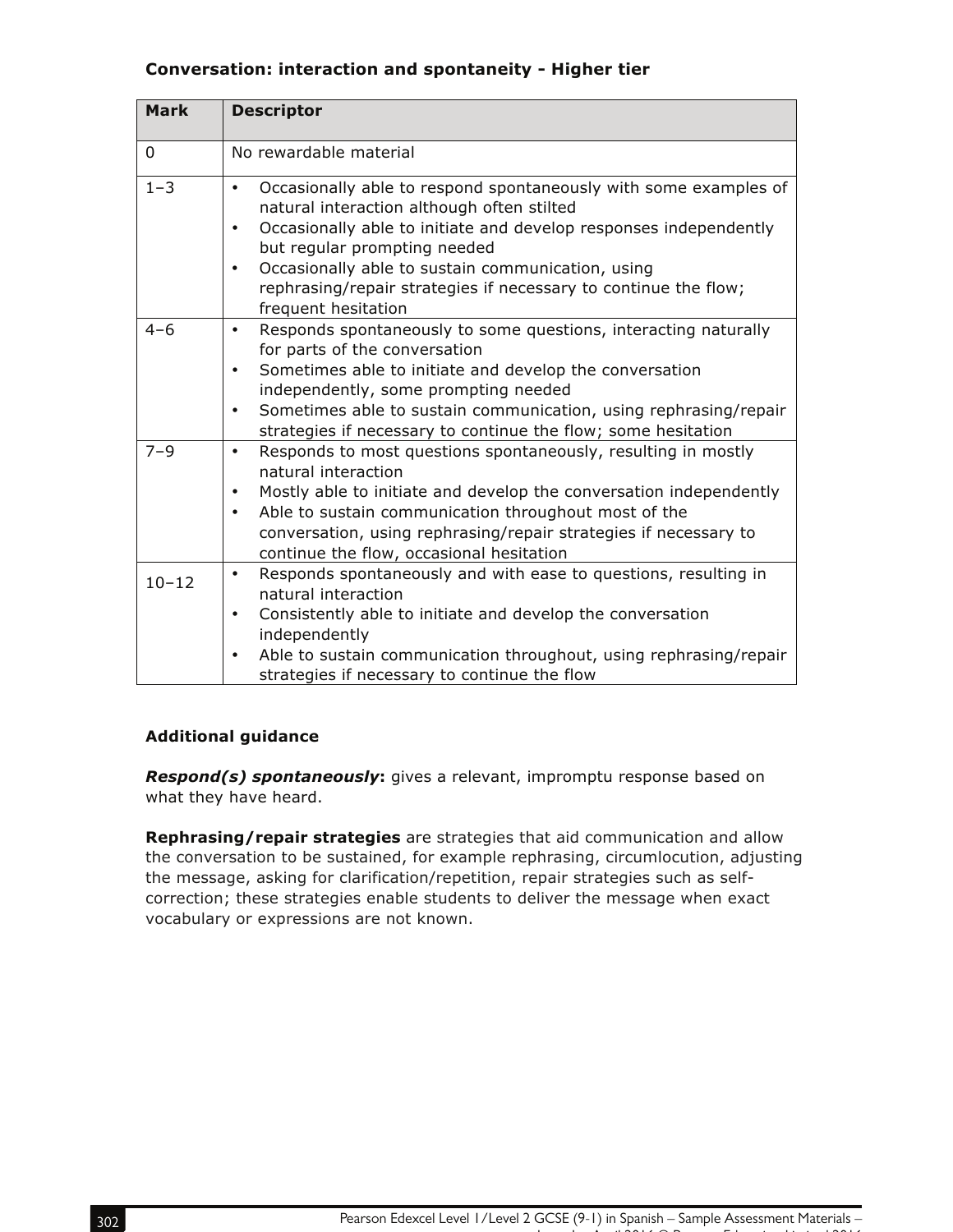**Conversation: interaction and spontaneity - Higher tier**

| Mark | Descriptor |
|---|---|
| 0 | No rewardable material |
| 1–3 | • Occasionally able to respond spontaneously with some examples of natural interaction although often stilted<br>• Occasionally able to initiate and develop responses independently but regular prompting needed<br>• Occasionally able to sustain communication, using rephrasing/repair strategies if necessary to continue the flow; frequent hesitation |
| 4–6 | • Responds spontaneously to some questions, interacting naturally for parts of the conversation<br>• Sometimes able to initiate and develop the conversation independently, some prompting needed<br>• Sometimes able to sustain communication, using rephrasing/repair strategies if necessary to continue the flow; some hesitation |
| 7–9 | • Responds to most questions spontaneously, resulting in mostly natural interaction<br>• Mostly able to initiate and develop the conversation independently<br>• Able to sustain communication throughout most of the conversation, using rephrasing/repair strategies if necessary to continue the flow, occasional hesitation |
| 10–12 | • Responds spontaneously and with ease to questions, resulting in natural interaction<br>• Consistently able to initiate and develop the conversation independently<br>• Able to sustain communication throughout, using rephrasing/repair strategies if necessary to continue the flow |

**Additional guidance**

***Respond(s) spontaneously*:** gives a relevant, impromptu response based on what they have heard.

**Rephrasing/repair strategies** are strategies that aid communication and allow the conversation to be sustained, for example rephrasing, circumlocution, adjusting the message, asking for clarification/repetition, repair strategies such as self-correction; these strategies enable students to deliver the message when exact vocabulary or expressions are not known.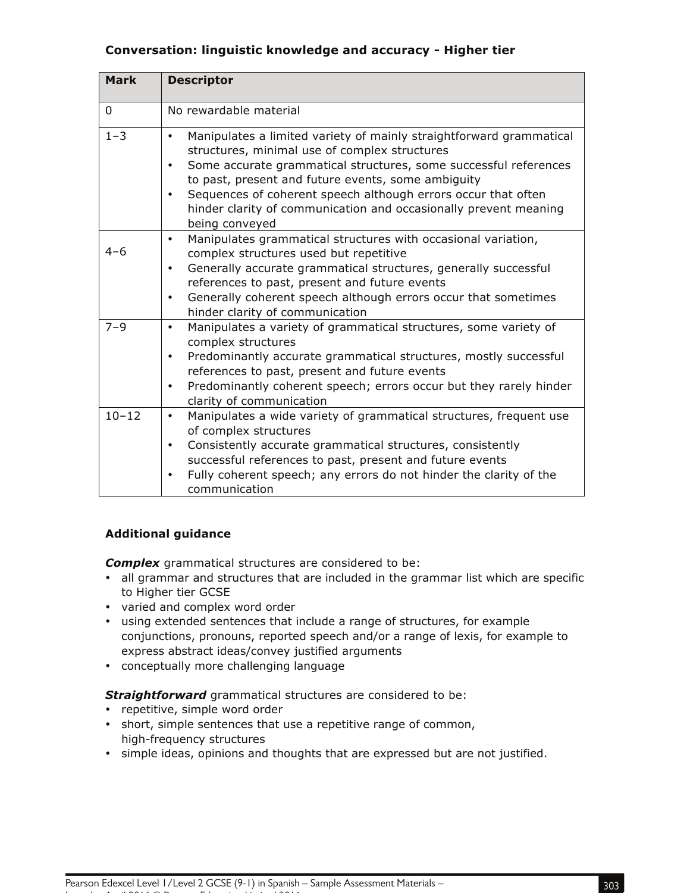**Conversation: linguistic knowledge and accuracy - Higher tier**

| Mark | Descriptor |
|---|---|
| 0 | No rewardable material |
| 1–3 | • Manipulates a limited variety of mainly straightforward grammatical structures, minimal use of complex structures<br>• Some accurate grammatical structures, some successful references to past, present and future events, some ambiguity<br>• Sequences of coherent speech although errors occur that often hinder clarity of communication and occasionally prevent meaning being conveyed |
| 4–6 | • Manipulates grammatical structures with occasional variation, complex structures used but repetitive<br>• Generally accurate grammatical structures, generally successful references to past, present and future events<br>• Generally coherent speech although errors occur that sometimes hinder clarity of communication |
| 7–9 | • Manipulates a variety of grammatical structures, some variety of complex structures<br>• Predominantly accurate grammatical structures, mostly successful references to past, present and future events<br>• Predominantly coherent speech; errors occur but they rarely hinder clarity of communication |
| 10–12 | • Manipulates a wide variety of grammatical structures, frequent use of complex structures<br>• Consistently accurate grammatical structures, consistently successful references to past, present and future events<br>• Fully coherent speech; any errors do not hinder the clarity of the communication |

**Additional guidance**

***Complex*** grammatical structures are considered to be:

- all grammar and structures that are included in the grammar list which are specific to Higher tier GCSE
- varied and complex word order
- using extended sentences that include a range of structures, for example conjunctions, pronouns, reported speech and/or a range of lexis, for example to express abstract ideas/convey justified arguments
- conceptually more challenging language

***Straightforward*** grammatical structures are considered to be:

- repetitive, simple word order
- short, simple sentences that use a repetitive range of common, high-frequency structures
- simple ideas, opinions and thoughts that are expressed but are not justified.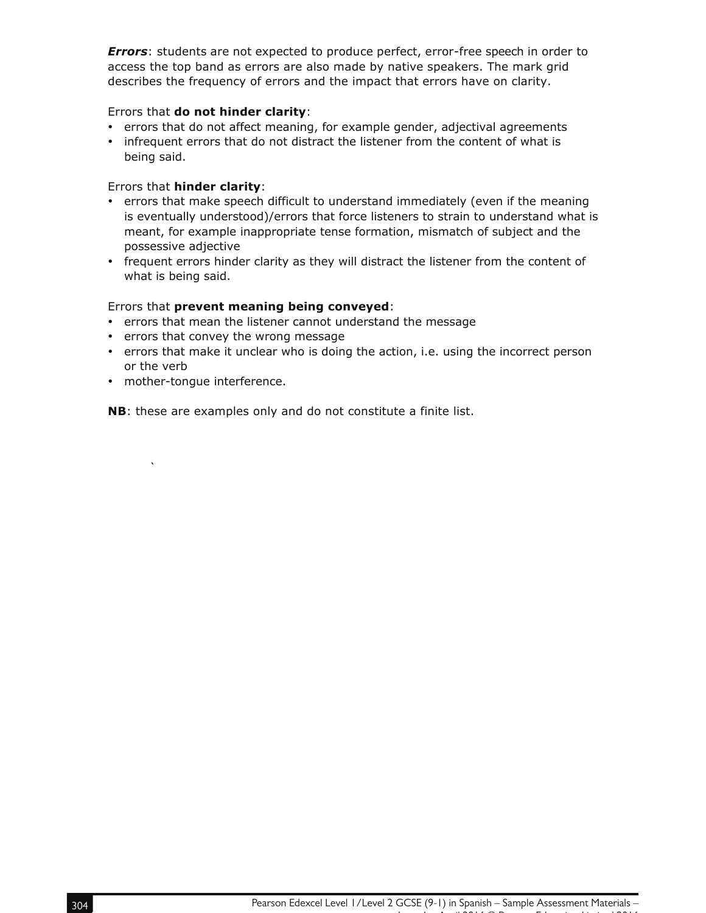***Errors***: students are not expected to produce perfect, error-free speech in order to access the top band as errors are also made by native speakers. The mark grid describes the frequency of errors and the impact that errors have on clarity.

Errors that **do not hinder clarity**:

- errors that do not affect meaning, for example gender, adjectival agreements
- infrequent errors that do not distract the listener from the content of what is being said.

Errors that **hinder clarity**:

- errors that make speech difficult to understand immediately (even if the meaning is eventually understood)/errors that force listeners to strain to understand what is meant, for example inappropriate tense formation, mismatch of subject and the possessive adjective
- frequent errors hinder clarity as they will distract the listener from the content of what is being said.

Errors that **prevent meaning being conveyed**:

- errors that mean the listener cannot understand the message
- errors that convey the wrong message
- errors that make it unclear who is doing the action, i.e. using the incorrect person or the verb
- mother-tongue interference.

**NB**: these are examples only and do not constitute a finite list.